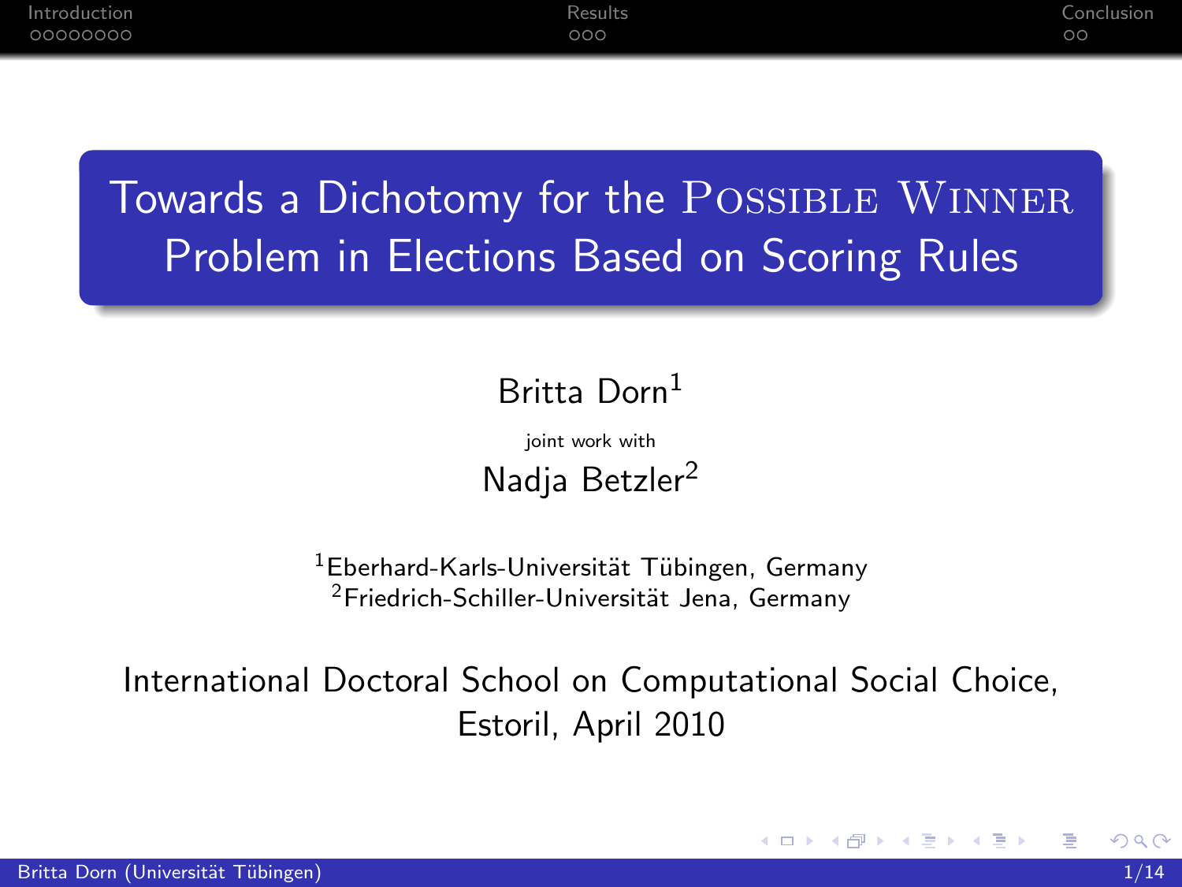# Towards a Dichotomy for the Possible Winner Problem in Elections Based on Scoring Rules

Britta Dorn[1]

joint work with

Nadja Betzler[2]

[1]Eberhard-Karls-Universität Tübingen, Germany
[2]Friedrich-Schiller-Universität Jena, Germany

International Doctoral School on Computational Social Choice, Estoril, April 2010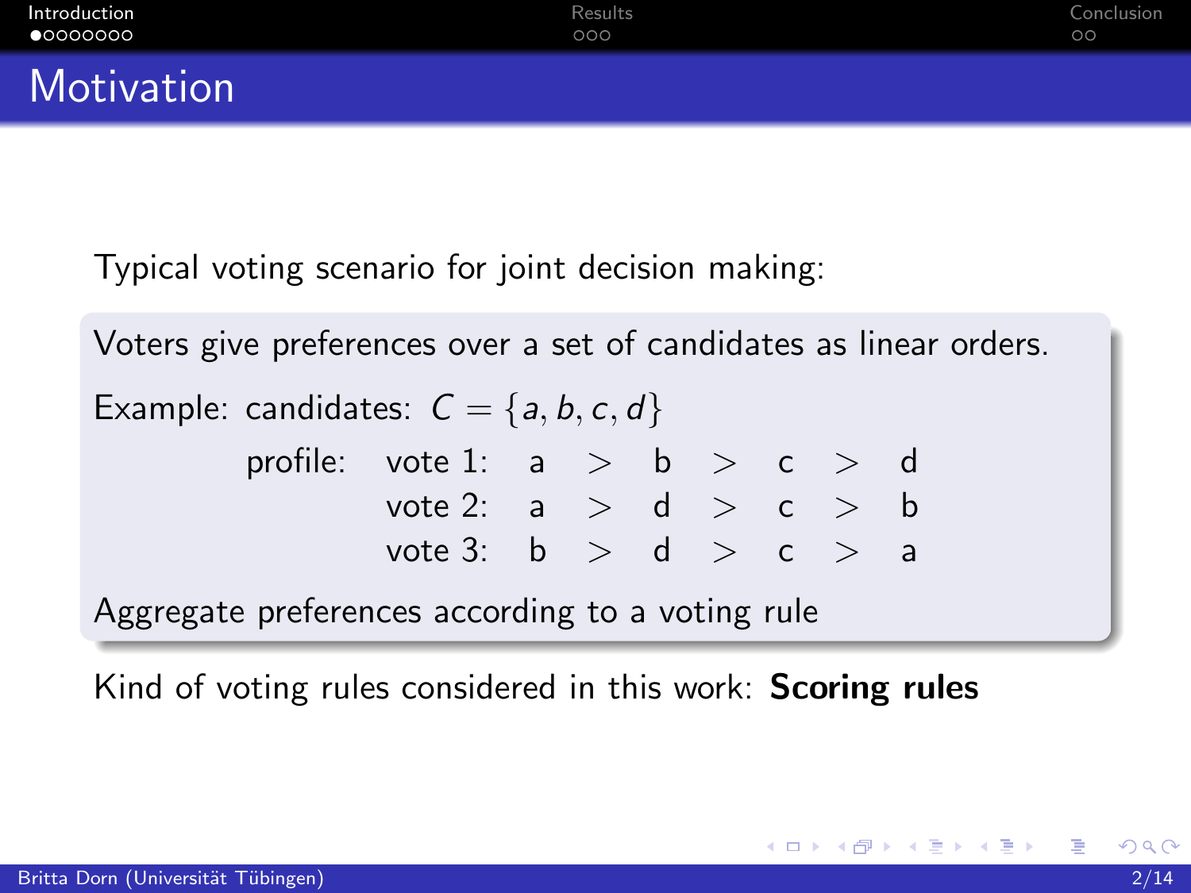# Motivation

Typical voting scenario for joint decision making:

Voters give preferences over a set of candidates as linear orders.

Example: candidates: $C = \{a, b, c, d\}$

profile:

| | | | | | | | |
|---|---|---|---|---|---|---|---|
| vote 1: | a | > | b | > | c | > | d |
| vote 2: | a | > | d | > | c | > | b |
| vote 3: | b | > | d | > | c | > | a |

Aggregate preferences according to a voting rule

Kind of voting rules considered in this work: **Scoring rules**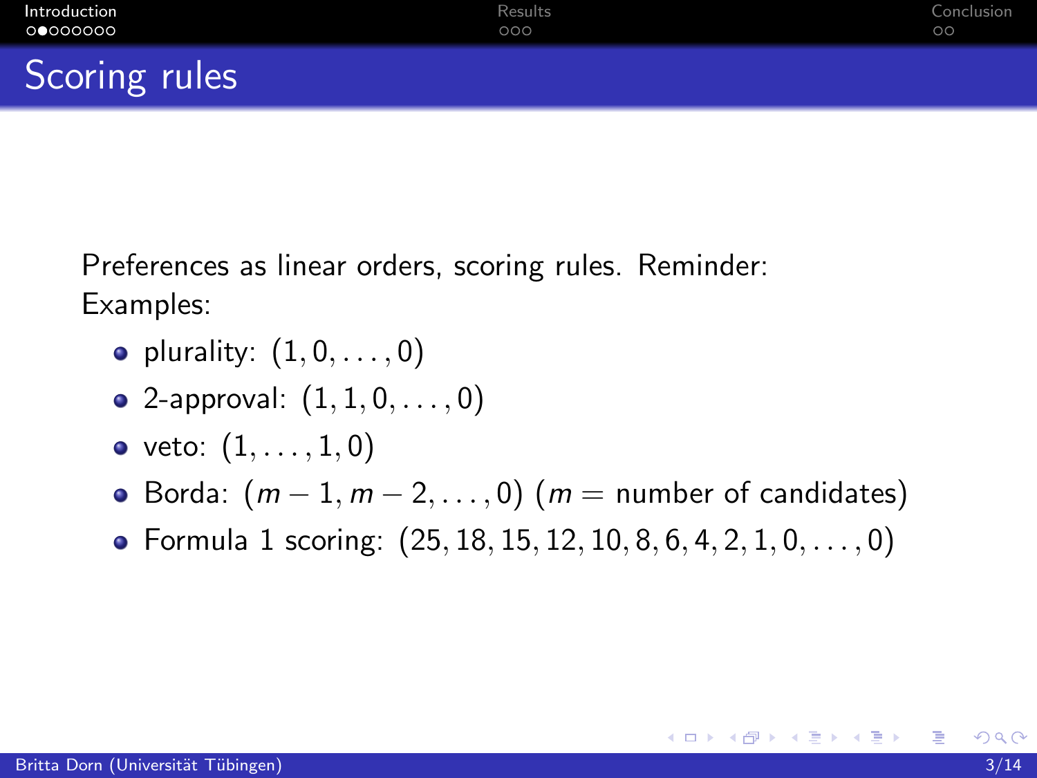## Scoring rules

Preferences as linear orders, scoring rules. Reminder:
Examples:

- plurality: $(1, 0, \ldots, 0)$
- 2-approval: $(1, 1, 0, \ldots, 0)$
- veto: $(1, \ldots, 1, 0)$
- Borda: $(m-1, m-2, \ldots, 0)$ ($m =$ number of candidates)
- Formula 1 scoring: $(25, 18, 15, 12, 10, 8, 6, 4, 2, 1, 0, \ldots, 0)$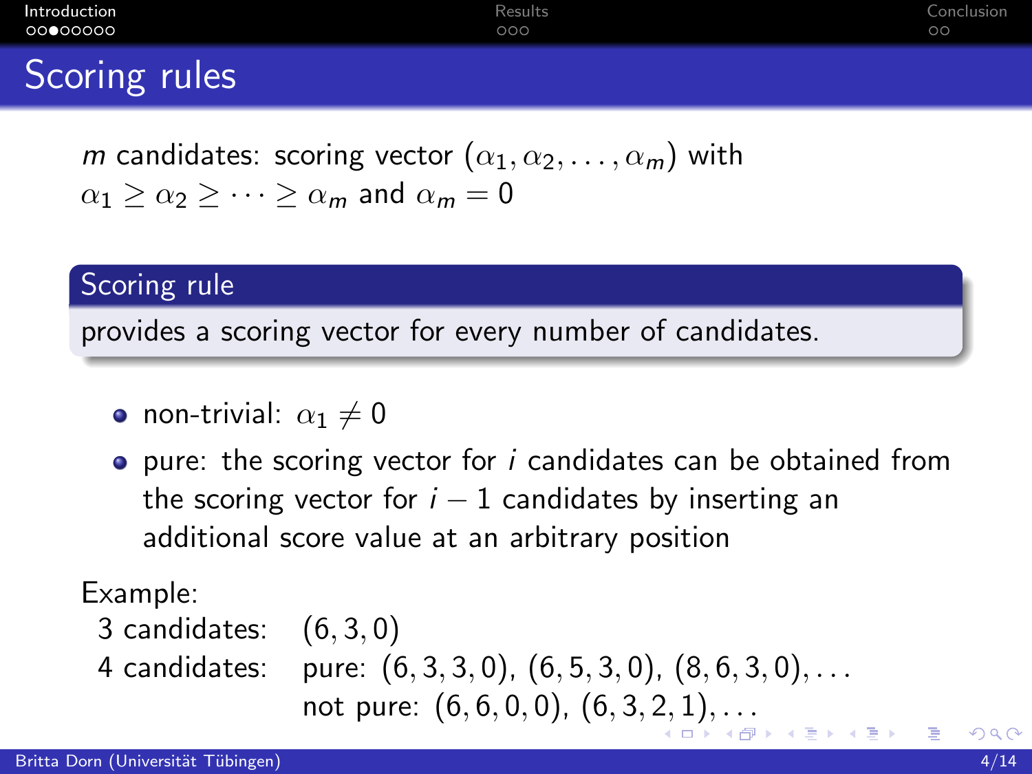# Scoring rules

$m$ candidates: scoring vector $(\alpha_1, \alpha_2, \dots, \alpha_m)$ with $\alpha_1 \geq \alpha_2 \geq \dots \geq \alpha_m$ and $\alpha_m = 0$

**Scoring rule**

provides a scoring vector for every number of candidates.

- non-trivial: $\alpha_1 \neq 0$
- pure: the scoring vector for $i$ candidates can be obtained from the scoring vector for $i-1$ candidates by inserting an additional score value at an arbitrary position

Example:

3 candidates: $(6, 3, 0)$

4 candidates: pure: $(6, 3, 3, 0)$, $(6, 5, 3, 0)$, $(8, 6, 3, 0)$, ...

not pure: $(6, 6, 0, 0)$, $(6, 3, 2, 1)$, ...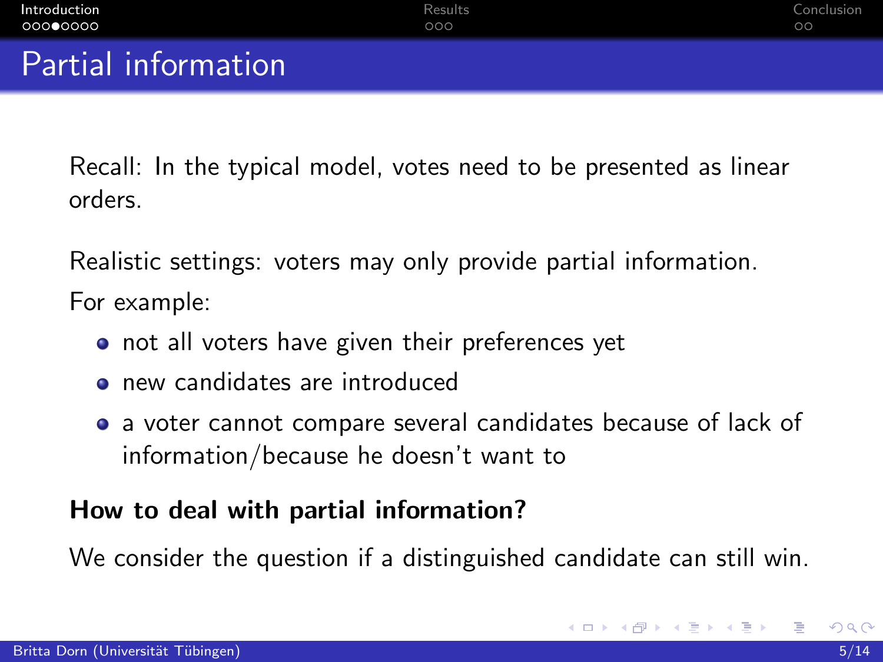# Partial information

Recall: In the typical model, votes need to be presented as linear orders.

Realistic settings: voters may only provide partial information.

For example:

- not all voters have given their preferences yet
- new candidates are introduced
- a voter cannot compare several candidates because of lack of information/because he doesn't want to

**How to deal with partial information?**

We consider the question if a distinguished candidate can still win.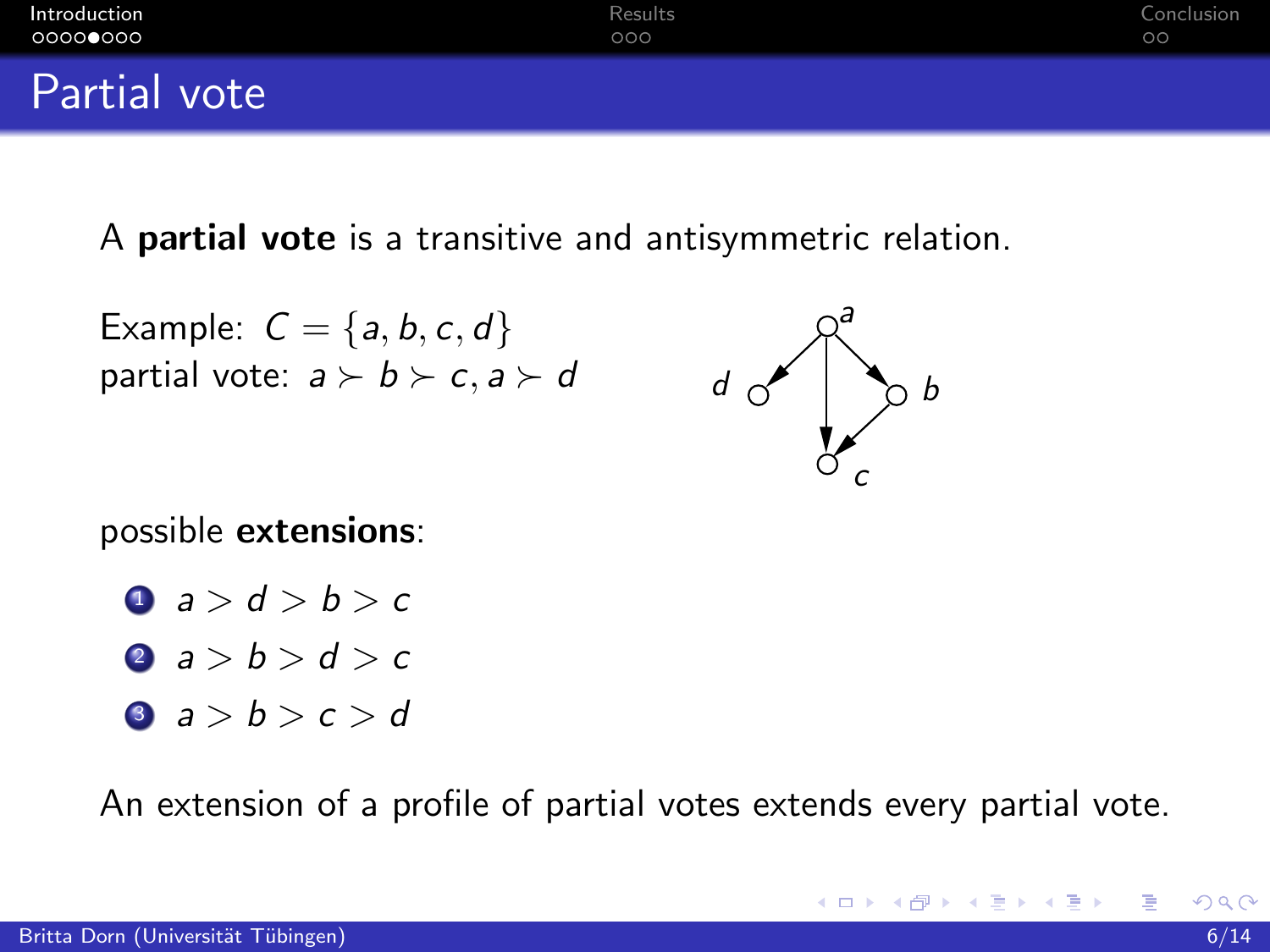# Partial vote

A **partial vote** is a transitive and antisymmetric relation.

Example: $C = \{a, b, c, d\}$
partial vote: $a \succ b \succ c, a \succ d$

possible **extensions**:

1. $a > d > b > c$
2. $a > b > d > c$
3. $a > b > c > d$

An extension of a profile of partial votes extends every partial vote.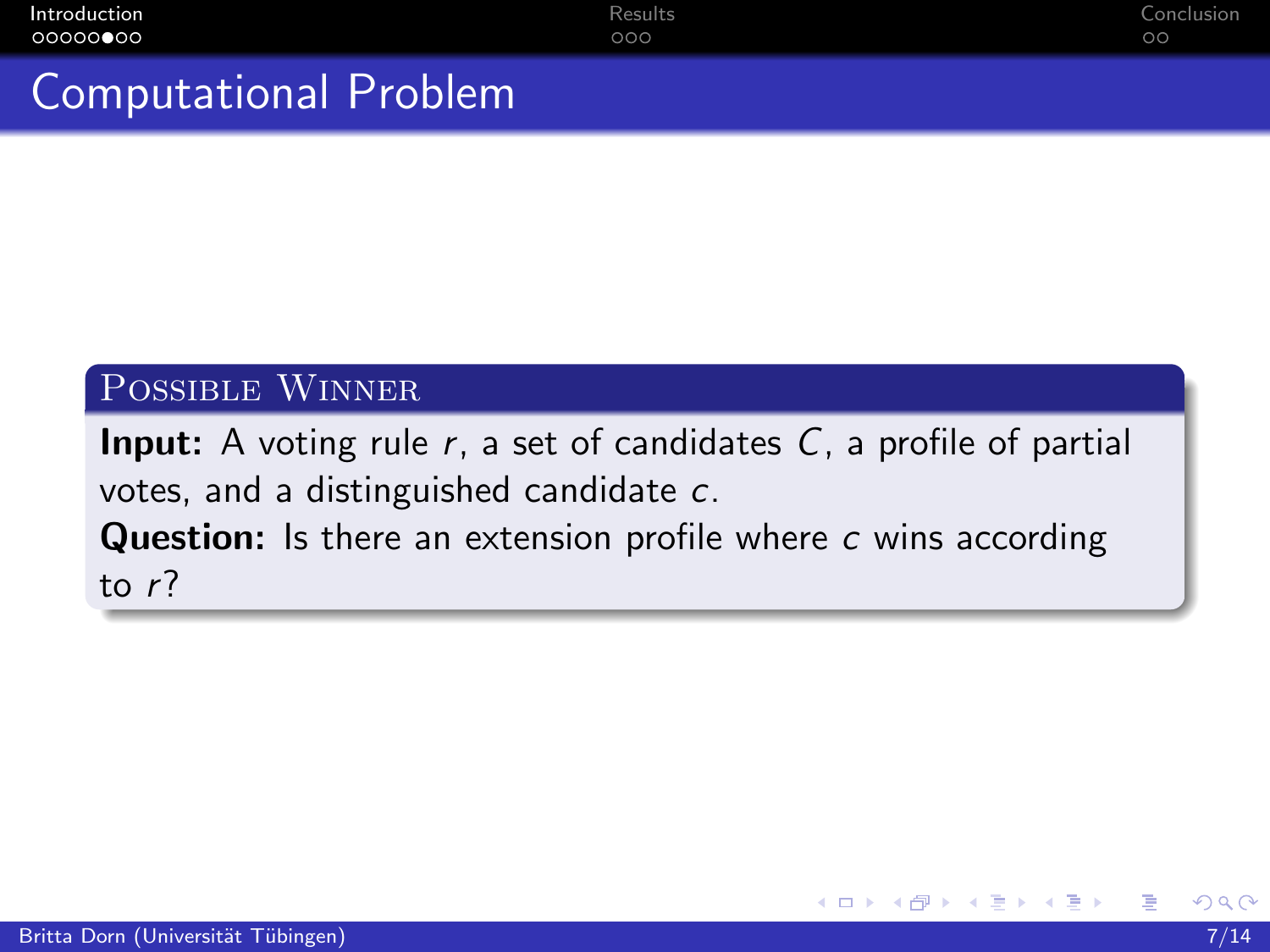# Computational Problem

**Possible Winner**

**Input:** A voting rule $r$, a set of candidates $C$, a profile of partial votes, and a distinguished candidate $c$.
**Question:** Is there an extension profile where $c$ wins according to $r$?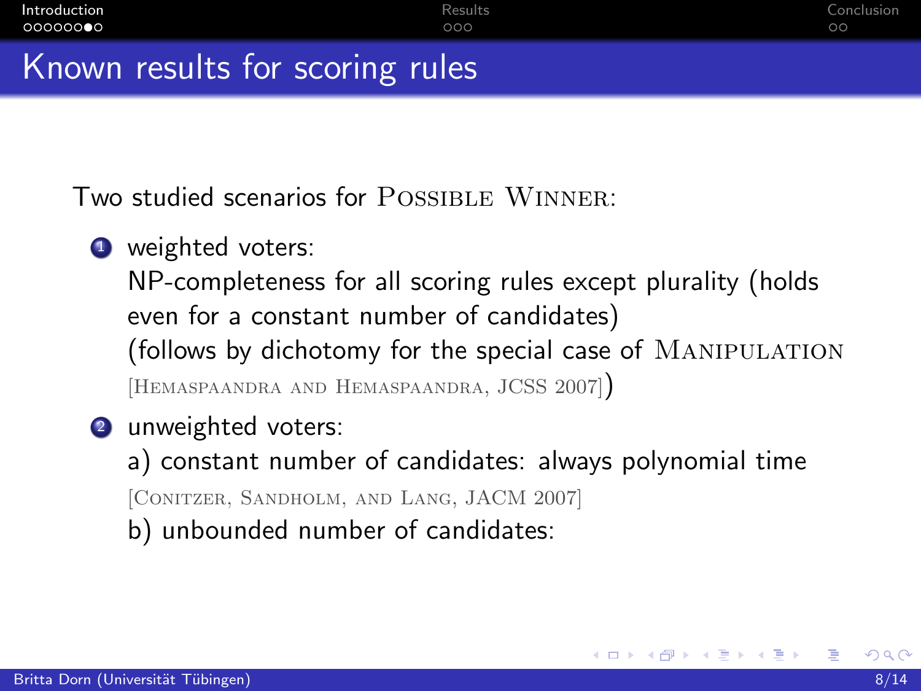# Known results for scoring rules

Two studied scenarios for Possible Winner:

1. weighted voters:
   NP-completeness for all scoring rules except plurality (holds even for a constant number of candidates)
   (follows by dichotomy for the special case of Manipulation [Hemaspaandra and Hemaspaandra, JCSS 2007])

2. unweighted voters:
   a) constant number of candidates: always polynomial time
   [Conitzer, Sandholm, and Lang, JACM 2007]
   b) unbounded number of candidates: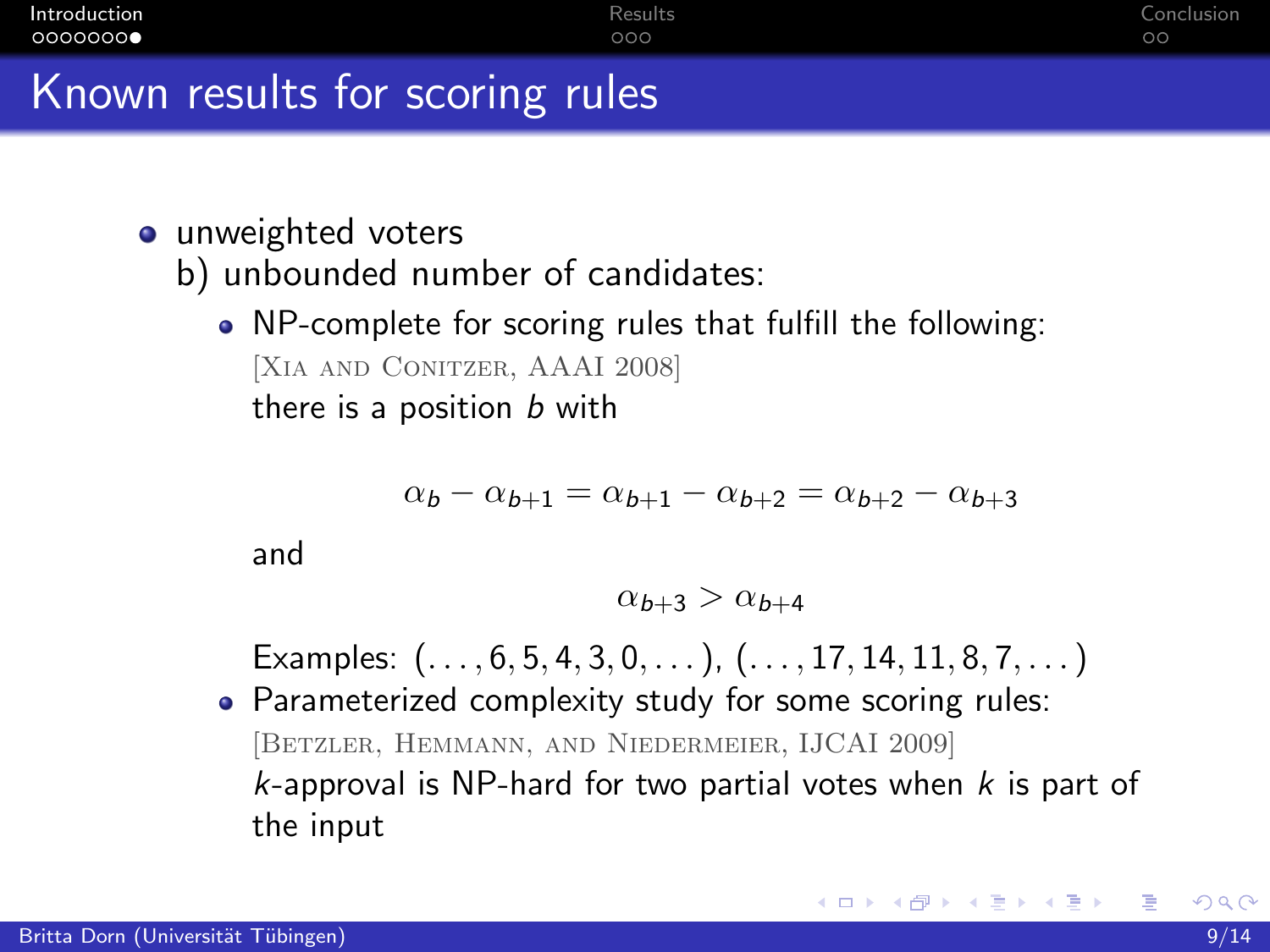# Known results for scoring rules

- unweighted voters
  b) unbounded number of candidates:
  - NP-complete for scoring rules that fulfill the following:
    [Xia and Conitzer, AAAI 2008]
    there is a position $b$ with

    $$\alpha_b - \alpha_{b+1} = \alpha_{b+1} - \alpha_{b+2} = \alpha_{b+2} - \alpha_{b+3}$$

    and

    $$\alpha_{b+3} > \alpha_{b+4}$$

    Examples: $(\dots, 6, 5, 4, 3, 0, \dots)$, $(\dots, 17, 14, 11, 8, 7, \dots)$
  - Parameterized complexity study for some scoring rules:
    [Betzler, Hemmann, and Niedermeier, IJCAI 2009]
    $k$-approval is NP-hard for two partial votes when $k$ is part of the input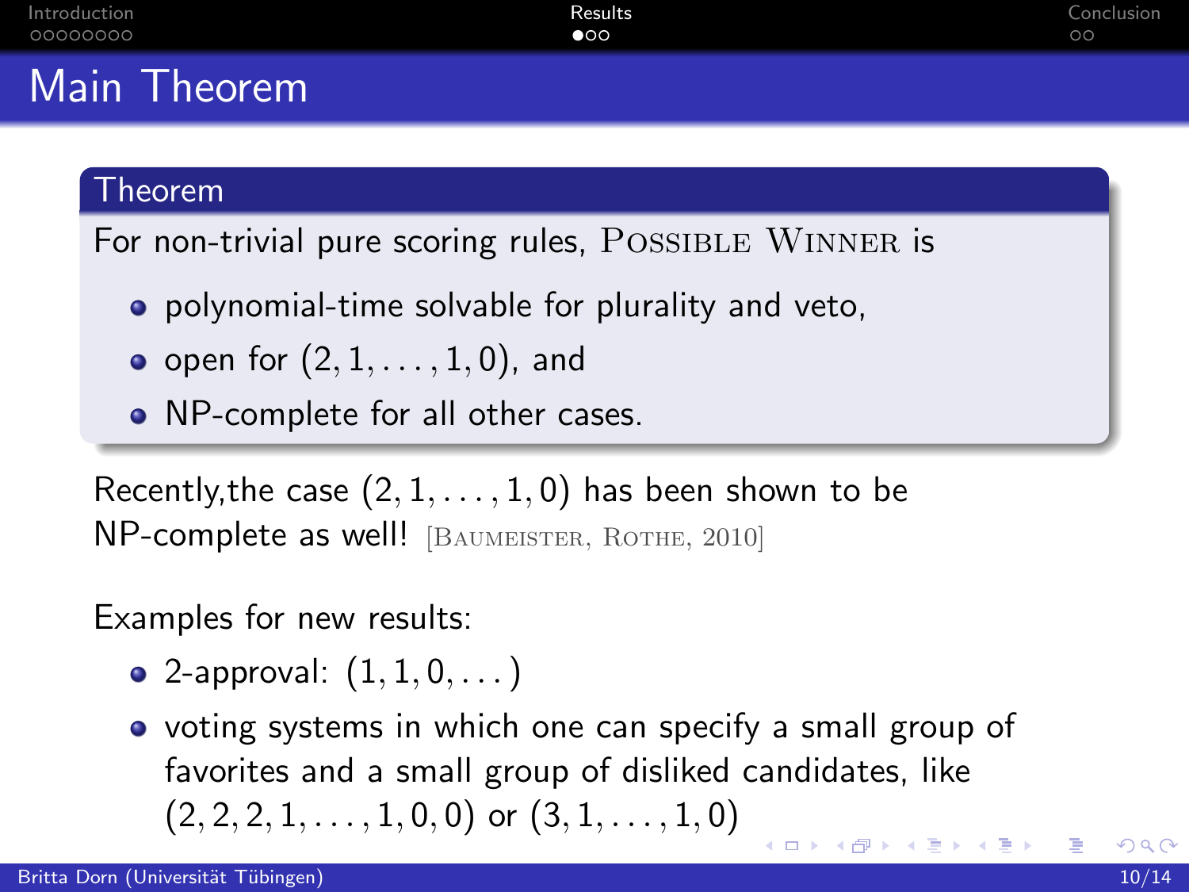# Main Theorem

**Theorem**

For non-trivial pure scoring rules, POSSIBLE WINNER is

- polynomial-time solvable for plurality and veto,
- open for $(2, 1, \ldots, 1, 0)$, and
- NP-complete for all other cases.

Recently,the case $(2, 1, \ldots, 1, 0)$ has been shown to be NP-complete as well! [BAUMEISTER, ROTHE, 2010]

Examples for new results:

- 2-approval: $(1, 1, 0, \ldots)$
- voting systems in which one can specify a small group of favorites and a small group of disliked candidates, like $(2, 2, 2, 1, \ldots, 1, 0, 0)$ or $(3, 1, \ldots, 1, 0)$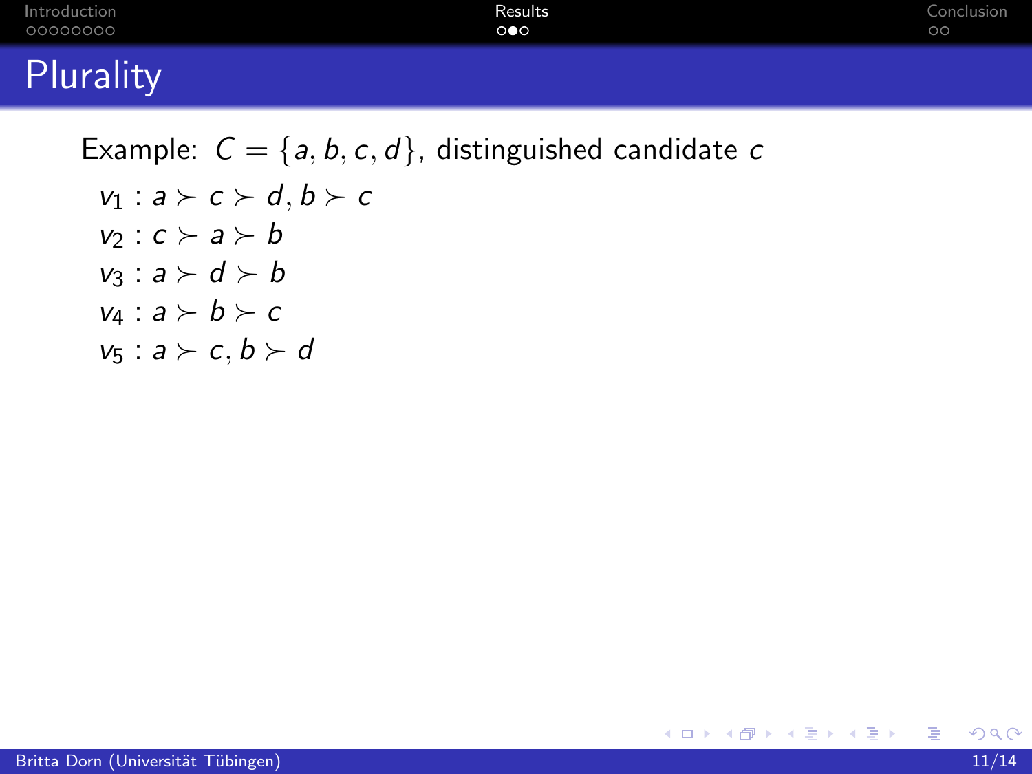# Plurality

Example: $C = \{a, b, c, d\}$, distinguished candidate $c$

$v_1 : a \succ c \succ d, b \succ c$

$v_2 : c \succ a \succ b$

$v_3 : a \succ d \succ b$

$v_4 : a \succ b \succ c$

$v_5 : a \succ c, b \succ d$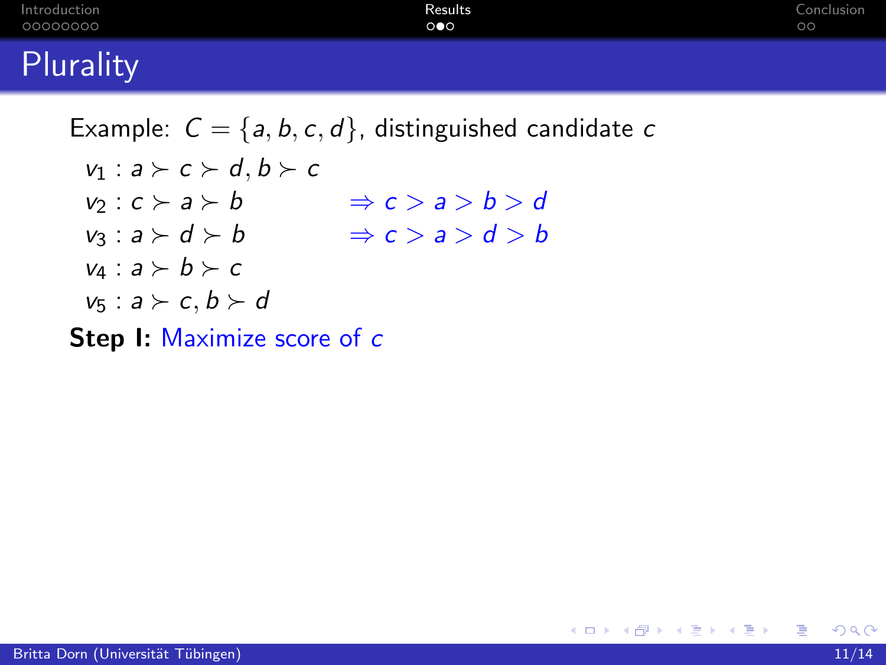# Plurality

Example: $C = \{a, b, c, d\}$, distinguished candidate $c$

$v_1 : a \succ c \succ d, b \succ c$

$v_2 : c \succ a \succ b \qquad \Rightarrow c > a > b > d$

$v_3 : a \succ d \succ b \qquad \Rightarrow c > a > d > b$

$v_4 : a \succ b \succ c$

$v_5 : a \succ c, b \succ d$

**Step I:** Maximize score of $c$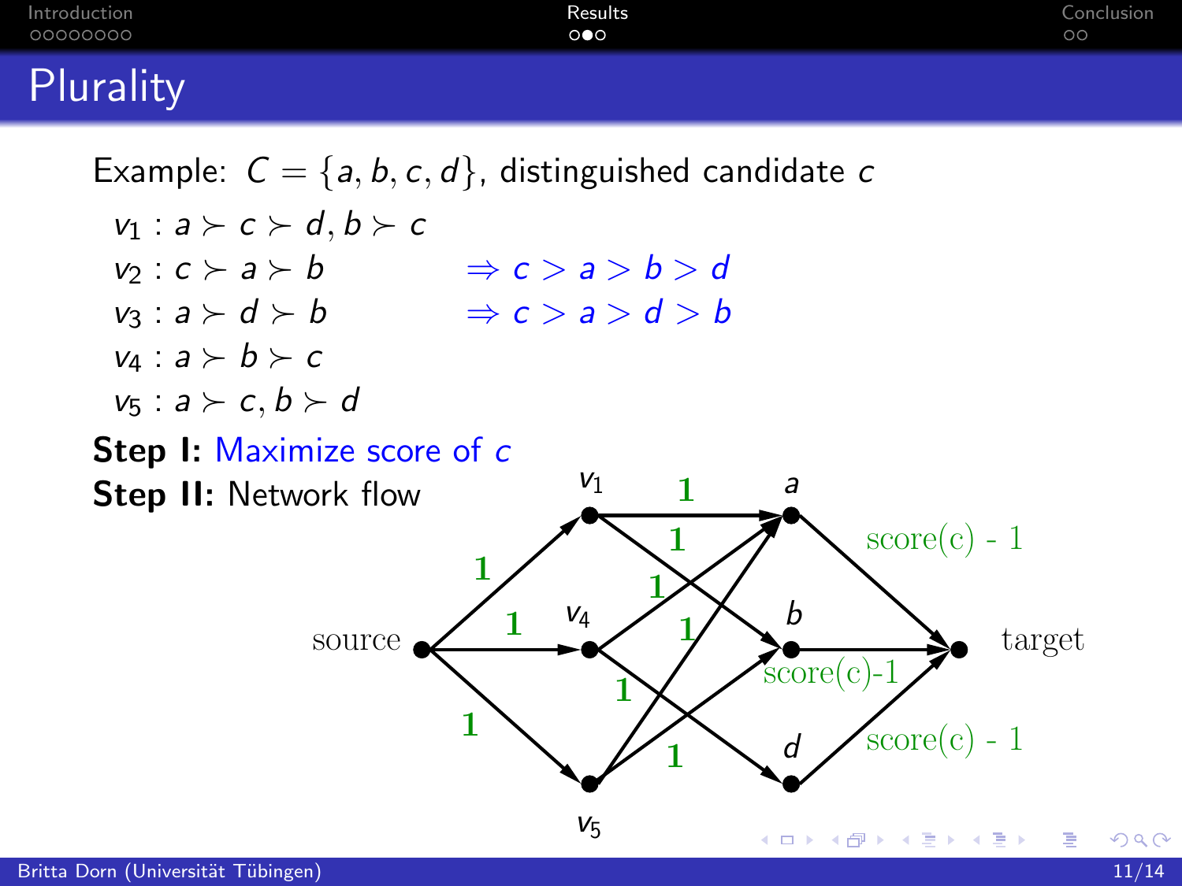# Plurality

Example: $C = \{a, b, c, d\}$, distinguished candidate $c$

$v_1 : a \succ c \succ d, b \succ c$

$v_2 : c \succ a \succ b$ $\quad \Rightarrow c > a > b > d$

$v_3 : a \succ d \succ b$ $\quad \Rightarrow c > a > d > b$

$v_4 : a \succ b \succ c$

$v_5 : a \succ c, b \succ d$

**Step I:** Maximize score of $c$

**Step II:** Network flow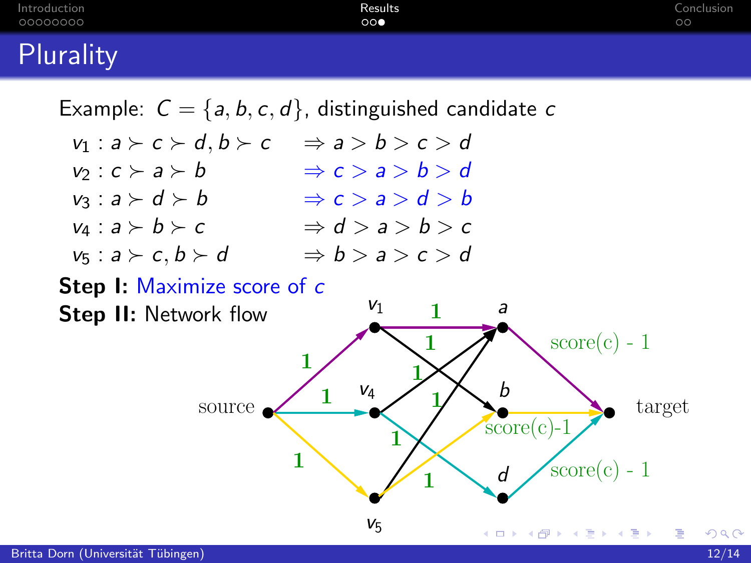# Plurality

Example: $C = \{a, b, c, d\}$, distinguished candidate $c$

$v_1 : a \succ c \succ d, b \succ c \quad \Rightarrow a > b > c > d$

$v_2 : c \succ a \succ b \quad \Rightarrow c > a > b > d$

$v_3 : a \succ d \succ b \quad \Rightarrow c > a > d > b$

$v_4 : a \succ b \succ c \quad \Rightarrow d > a > b > c$

$v_5 : a \succ c, b \succ d \quad \Rightarrow b > a > c > d$

**Step I:** Maximize score of $c$

**Step II:** Network flow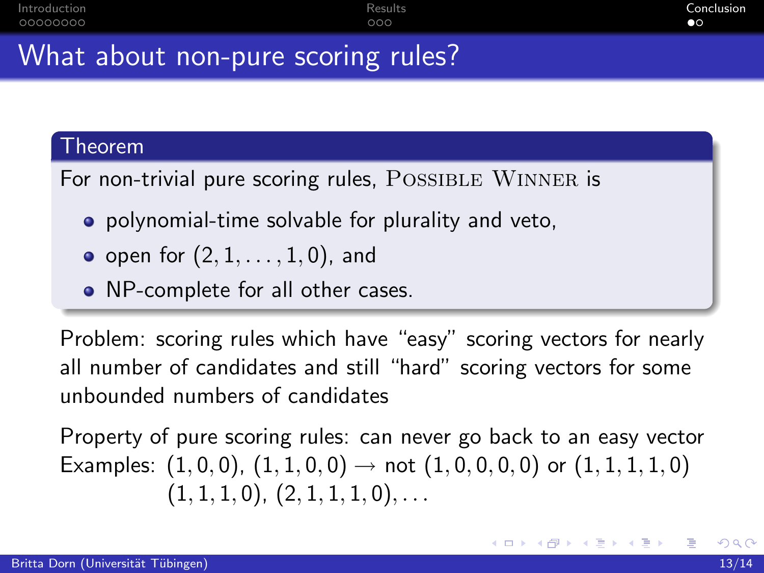# What about non-pure scoring rules?

**Theorem**

For non-trivial pure scoring rules, Possible Winner is

- polynomial-time solvable for plurality and veto,
- open for $(2, 1, \ldots, 1, 0)$, and
- NP-complete for all other cases.

Problem: scoring rules which have "easy" scoring vectors for nearly all number of candidates and still "hard" scoring vectors for some unbounded numbers of candidates

Property of pure scoring rules: can never go back to an easy vector
Examples: $(1, 0, 0)$, $(1, 1, 0, 0) \rightarrow$ not $(1, 0, 0, 0, 0)$ or $(1, 1, 1, 1, 0)$
$(1, 1, 1, 0)$, $(2, 1, 1, 1, 0), \ldots$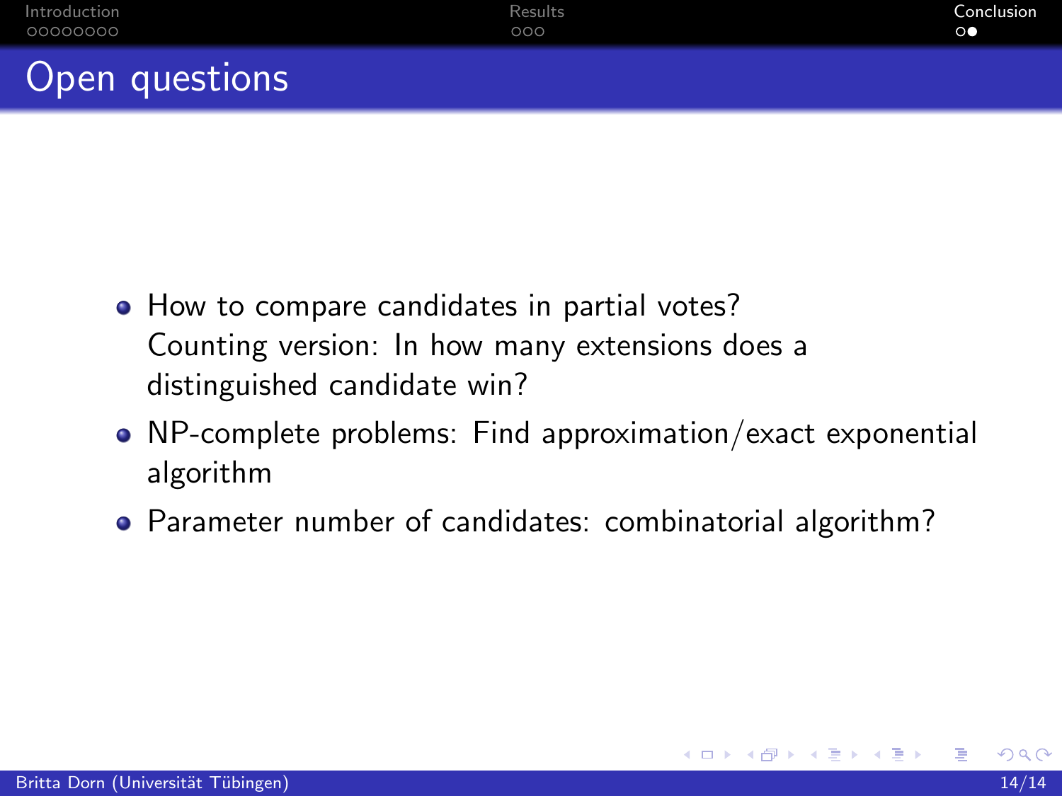# Open questions

- How to compare candidates in partial votes?
  Counting version: In how many extensions does a distinguished candidate win?
- NP-complete problems: Find approximation/exact exponential algorithm
- Parameter number of candidates: combinatorial algorithm?